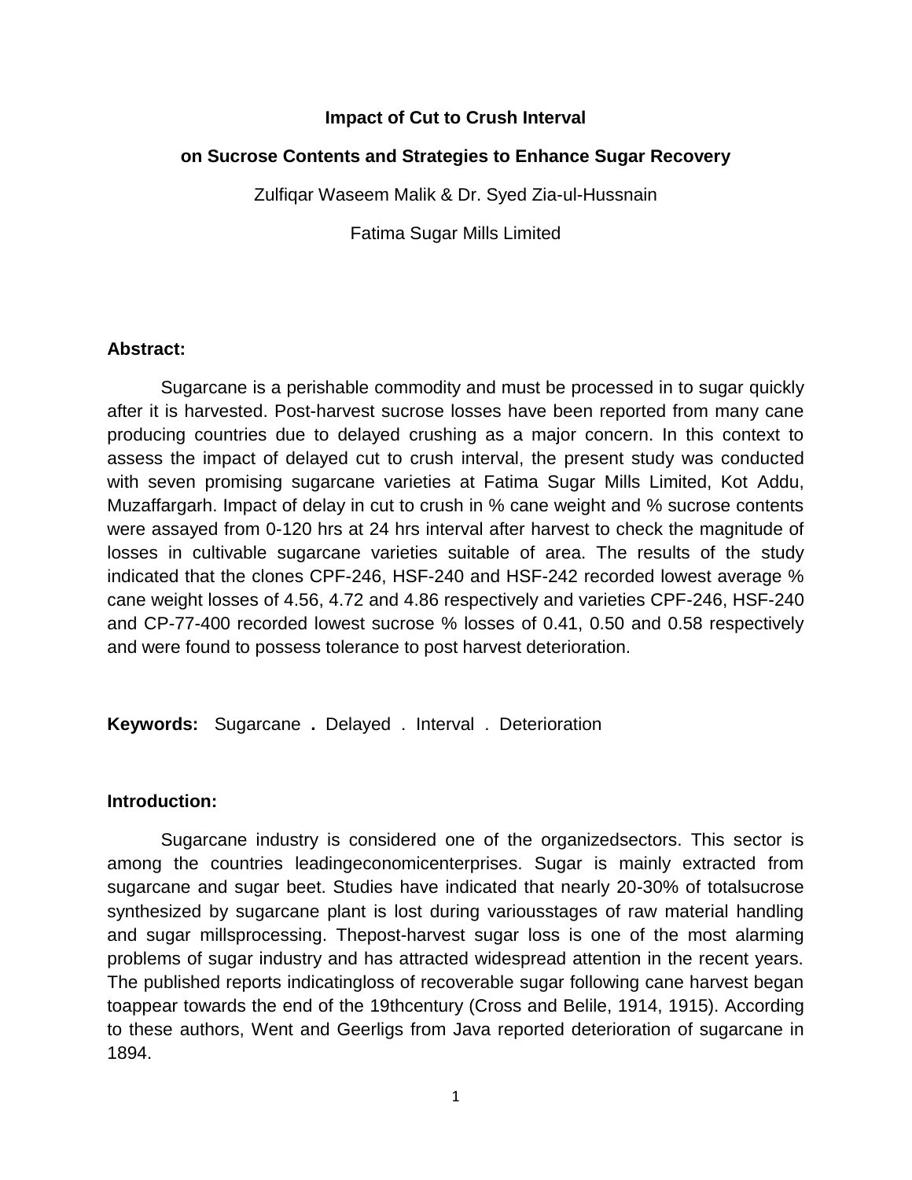# Impact of Cut to Crush Interval on Sucrose Contents and Strategies to Enhance Sugar Recovery

Zulfiqar Waseem Malik & Dr. Syed Zia-ul-Hussnain

Fatima Sugar Mills Limited

**Abstract:**

Sugarcane is a perishable commodity and must be processed in to sugar quickly after it is harvested. Post-harvest sucrose losses have been reported from many cane producing countries due to delayed crushing as a major concern. In this context to assess the impact of delayed cut to crush interval, the present study was conducted with seven promising sugarcane varieties at Fatima Sugar Mills Limited, Kot Addu, Muzaffargarh. Impact of delay in cut to crush in % cane weight and % sucrose contents were assayed from 0-120 hrs at 24 hrs interval after harvest to check the magnitude of losses in cultivable sugarcane varieties suitable of area. The results of the study indicated that the clones CPF-246, HSF-240 and HSF-242 recorded lowest average % cane weight losses of 4.56, 4.72 and 4.86 respectively and varieties CPF-246, HSF-240 and CP-77-400 recorded lowest sucrose % losses of 0.41, 0.50 and 0.58 respectively and were found to possess tolerance to post harvest deterioration.

**Keywords:** Sugarcane **.** Delayed . Interval . Deterioration

**Introduction:**

Sugarcane industry is considered one of the organizedsectors. This sector is among the countries leadingeconomicenterprises. Sugar is mainly extracted from sugarcane and sugar beet. Studies have indicated that nearly 20-30% of totalsucrose synthesized by sugarcane plant is lost during variousstages of raw material handling and sugar millsprocessing. Thepost-harvest sugar loss is one of the most alarming problems of sugar industry and has attracted widespread attention in the recent years. The published reports indicatingloss of recoverable sugar following cane harvest began toappear towards the end of the 19thcentury (Cross and Belile, 1914, 1915). According to these authors, Went and Geerligs from Java reported deterioration of sugarcane in 1894.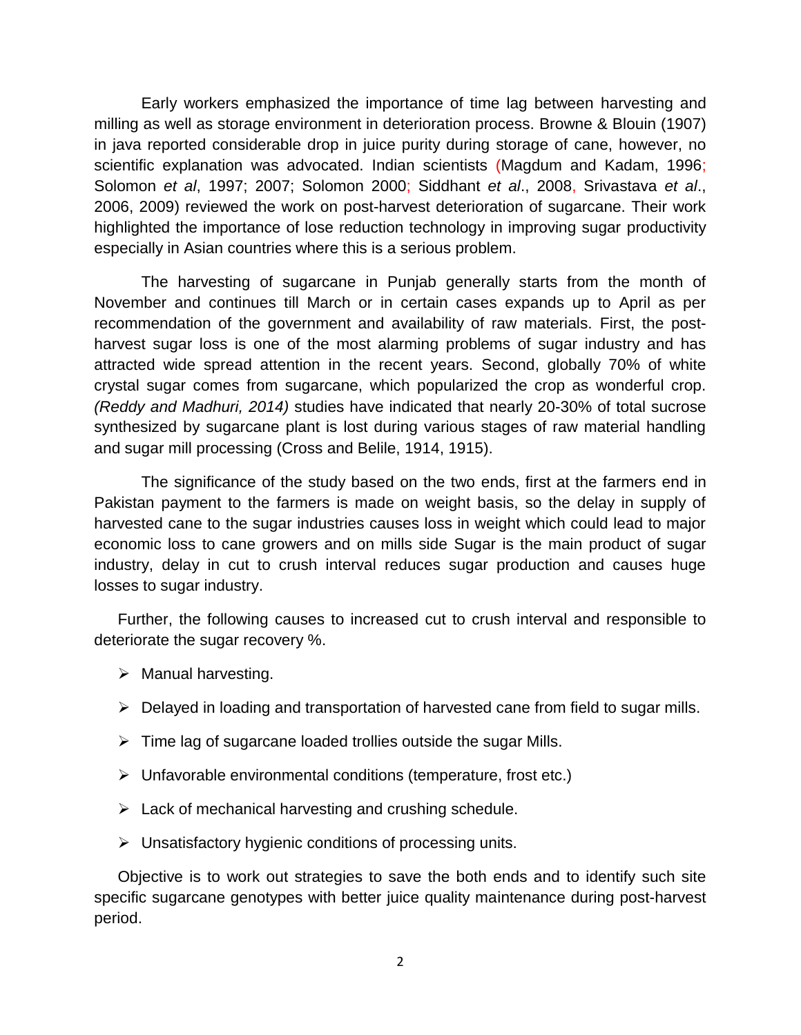Early workers emphasized the importance of time lag between harvesting and milling as well as storage environment in deterioration process. Browne & Blouin (1907) in java reported considerable drop in juice purity during storage of cane, however, no scientific explanation was advocated. Indian scientists (Magdum and Kadam, 1996; Solomon *et al*, 1997; 2007; Solomon 2000; Siddhant *et al*., 2008, Srivastava *et al*., 2006, 2009) reviewed the work on post-harvest deterioration of sugarcane. Their work highlighted the importance of lose reduction technology in improving sugar productivity especially in Asian countries where this is a serious problem.

The harvesting of sugarcane in Punjab generally starts from the month of November and continues till March or in certain cases expands up to April as per recommendation of the government and availability of raw materials. First, the post-harvest sugar loss is one of the most alarming problems of sugar industry and has attracted wide spread attention in the recent years. Second, globally 70% of white crystal sugar comes from sugarcane, which popularized the crop as wonderful crop. *(Reddy and Madhuri, 2014)* studies have indicated that nearly 20-30% of total sucrose synthesized by sugarcane plant is lost during various stages of raw material handling and sugar mill processing (Cross and Belile, 1914, 1915).

The significance of the study based on the two ends, first at the farmers end in Pakistan payment to the farmers is made on weight basis, so the delay in supply of harvested cane to the sugar industries causes loss in weight which could lead to major economic loss to cane growers and on mills side Sugar is the main product of sugar industry, delay in cut to crush interval reduces sugar production and causes huge losses to sugar industry.

Further, the following causes to increased cut to crush interval and responsible to deteriorate the sugar recovery %.

- Manual harvesting.
- Delayed in loading and transportation of harvested cane from field to sugar mills.
- Time lag of sugarcane loaded trollies outside the sugar Mills.
- Unfavorable environmental conditions (temperature, frost etc.)
- Lack of mechanical harvesting and crushing schedule.
- Unsatisfactory hygienic conditions of processing units.

Objective is to work out strategies to save the both ends and to identify such site specific sugarcane genotypes with better juice quality maintenance during post-harvest period.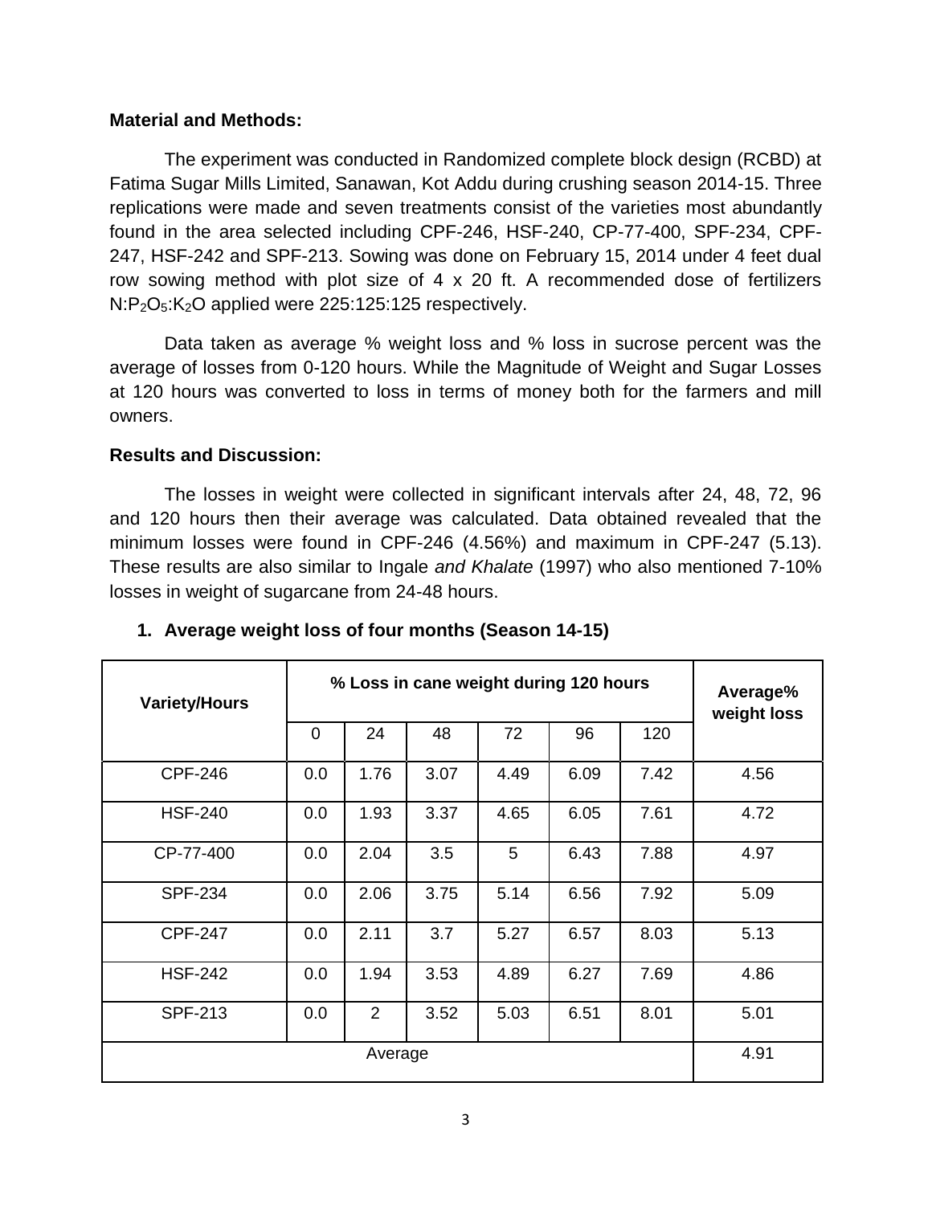**Material and Methods:**

The experiment was conducted in Randomized complete block design (RCBD) at Fatima Sugar Mills Limited, Sanawan, Kot Addu during crushing season 2014-15. Three replications were made and seven treatments consist of the varieties most abundantly found in the area selected including CPF-246, HSF-240, CP-77-400, SPF-234, CPF-247, HSF-242 and SPF-213. Sowing was done on February 15, 2014 under 4 feet dual row sowing method with plot size of 4 x 20 ft. A recommended dose of fertilizers $N:P_2O_5:K_2O$ applied were 225:125:125 respectively.

Data taken as average % weight loss and % loss in sucrose percent was the average of losses from 0-120 hours. While the Magnitude of Weight and Sugar Losses at 120 hours was converted to loss in terms of money both for the farmers and mill owners.

**Results and Discussion:**

The losses in weight were collected in significant intervals after 24, 48, 72, 96 and 120 hours then their average was calculated. Data obtained revealed that the minimum losses were found in CPF-246 (4.56%) and maximum in CPF-247 (5.13). These results are also similar to Ingale *and Khalate* (1997) who also mentioned 7-10% losses in weight of sugarcane from 24-48 hours.

1. **Average weight loss of four months (Season 14-15)**

| Variety/Hours | % Loss in cane weight during 120 hours | | | | | | Average% weight loss |
|---|---|---|---|---|---|---|---|
| | 0 | 24 | 48 | 72 | 96 | 120 | |
| CPF-246 | 0.0 | 1.76 | 3.07 | 4.49 | 6.09 | 7.42 | 4.56 |
| HSF-240 | 0.0 | 1.93 | 3.37 | 4.65 | 6.05 | 7.61 | 4.72 |
| CP-77-400 | 0.0 | 2.04 | 3.5 | 5 | 6.43 | 7.88 | 4.97 |
| SPF-234 | 0.0 | 2.06 | 3.75 | 5.14 | 6.56 | 7.92 | 5.09 |
| CPF-247 | 0.0 | 2.11 | 3.7 | 5.27 | 6.57 | 8.03 | 5.13 |
| HSF-242 | 0.0 | 1.94 | 3.53 | 4.89 | 6.27 | 7.69 | 4.86 |
| SPF-213 | 0.0 | 2 | 3.52 | 5.03 | 6.51 | 8.01 | 5.01 |
| Average | | | | | | | 4.91 |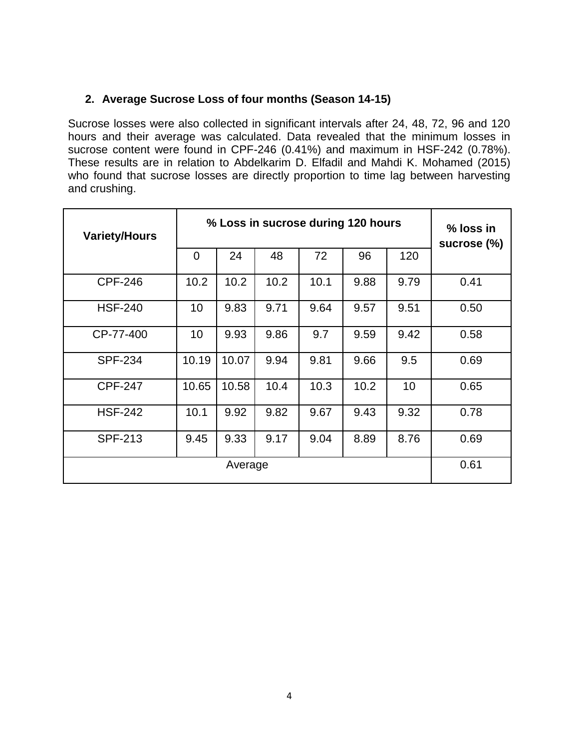2. **Average Sucrose Loss of four months (Season 14-15)**

Sucrose losses were also collected in significant intervals after 24, 48, 72, 96 and 120 hours and their average was calculated. Data revealed that the minimum losses in sucrose content were found in CPF-246 (0.41%) and maximum in HSF-242 (0.78%). These results are in relation to Abdelkarim D. Elfadil and Mahdi K. Mohamed (2015) who found that sucrose losses are directly proportion to time lag between harvesting and crushing.

| **Variety/Hours** | **% Loss in sucrose during 120 hours** | | | | | | **% loss in sucrose (%)** |
|---|---|---|---|---|---|---|---|
| | 0 | 24 | 48 | 72 | 96 | 120 | |
| CPF-246 | 10.2 | 10.2 | 10.2 | 10.1 | 9.88 | 9.79 | 0.41 |
| HSF-240 | 10 | 9.83 | 9.71 | 9.64 | 9.57 | 9.51 | 0.50 |
| CP-77-400 | 10 | 9.93 | 9.86 | 9.7 | 9.59 | 9.42 | 0.58 |
| SPF-234 | 10.19 | 10.07 | 9.94 | 9.81 | 9.66 | 9.5 | 0.69 |
| CPF-247 | 10.65 | 10.58 | 10.4 | 10.3 | 10.2 | 10 | 0.65 |
| HSF-242 | 10.1 | 9.92 | 9.82 | 9.67 | 9.43 | 9.32 | 0.78 |
| SPF-213 | 9.45 | 9.33 | 9.17 | 9.04 | 8.89 | 8.76 | 0.69 |
| Average | | | | | | | 0.61 |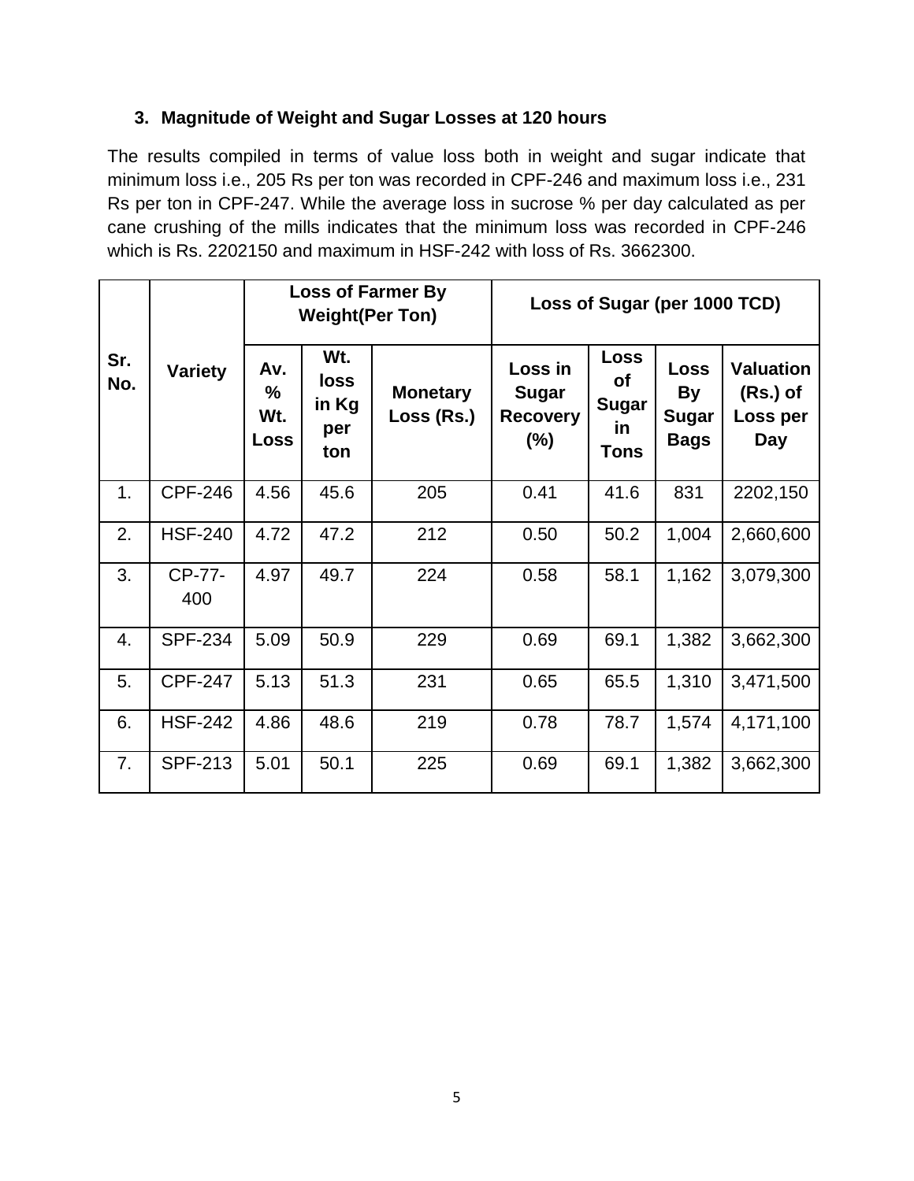### 3. Magnitude of Weight and Sugar Losses at 120 hours

The results compiled in terms of value loss both in weight and sugar indicate that minimum loss i.e., 205 Rs per ton was recorded in CPF-246 and maximum loss i.e., 231 Rs per ton in CPF-247. While the average loss in sucrose % per day calculated as per cane crushing of the mills indicates that the minimum loss was recorded in CPF-246 which is Rs. 2202150 and maximum in HSF-242 with loss of Rs. 3662300.

| Sr. No. | Variety | Loss of Farmer By Weight(Per Ton) | | | Loss of Sugar (per 1000 TCD) | | | |
|---|---|---|---|---|---|---|---|---|
| | | Av. % Wt. Loss | Wt. loss in Kg per ton | Monetary Loss (Rs.) | Loss in Sugar Recovery (%) | Loss of Sugar in Tons | Loss By Sugar Bags | Valuation (Rs.) of Loss per Day |
| 1. | CPF-246 | 4.56 | 45.6 | 205 | 0.41 | 41.6 | 831 | 2202,150 |
| 2. | HSF-240 | 4.72 | 47.2 | 212 | 0.50 | 50.2 | 1,004 | 2,660,600 |
| 3. | CP-77-400 | 4.97 | 49.7 | 224 | 0.58 | 58.1 | 1,162 | 3,079,300 |
| 4. | SPF-234 | 5.09 | 50.9 | 229 | 0.69 | 69.1 | 1,382 | 3,662,300 |
| 5. | CPF-247 | 5.13 | 51.3 | 231 | 0.65 | 65.5 | 1,310 | 3,471,500 |
| 6. | HSF-242 | 4.86 | 48.6 | 219 | 0.78 | 78.7 | 1,574 | 4,171,100 |
| 7. | SPF-213 | 5.01 | 50.1 | 225 | 0.69 | 69.1 | 1,382 | 3,662,300 |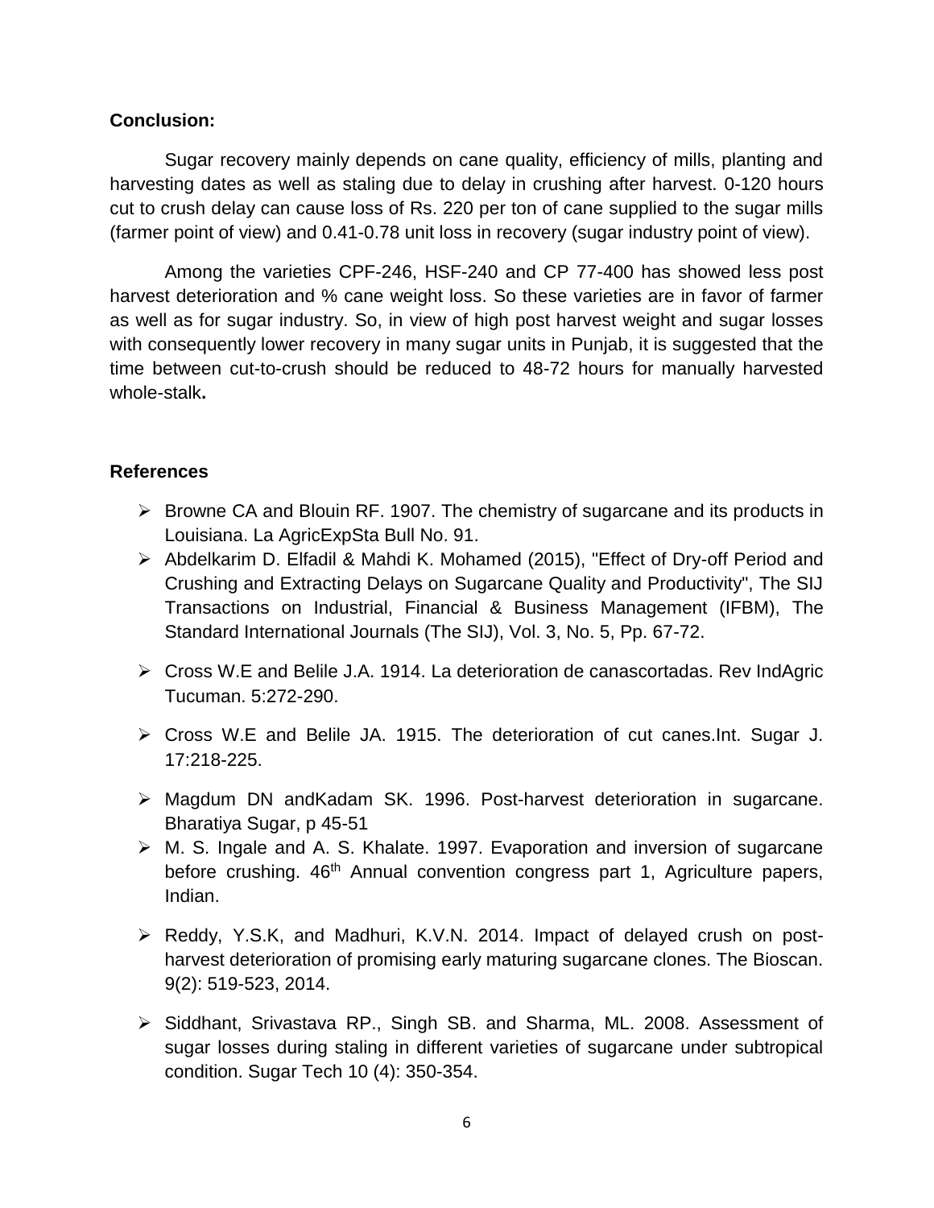**Conclusion:**

Sugar recovery mainly depends on cane quality, efficiency of mills, planting and harvesting dates as well as staling due to delay in crushing after harvest. 0-120 hours cut to crush delay can cause loss of Rs. 220 per ton of cane supplied to the sugar mills (farmer point of view) and 0.41-0.78 unit loss in recovery (sugar industry point of view).

Among the varieties CPF-246, HSF-240 and CP 77-400 has showed less post harvest deterioration and % cane weight loss. So these varieties are in favor of farmer as well as for sugar industry. So, in view of high post harvest weight and sugar losses with consequently lower recovery in many sugar units in Punjab, it is suggested that the time between cut-to-crush should be reduced to 48-72 hours for manually harvested whole-stalk**.**

**References**

- Browne CA and Blouin RF. 1907. The chemistry of sugarcane and its products in Louisiana. La AgricExpSta Bull No. 91.
- Abdelkarim D. Elfadil & Mahdi K. Mohamed (2015), "Effect of Dry-off Period and Crushing and Extracting Delays on Sugarcane Quality and Productivity", The SIJ Transactions on Industrial, Financial & Business Management (IFBM), The Standard International Journals (The SIJ), Vol. 3, No. 5, Pp. 67-72.
- Cross W.E and Belile J.A. 1914. La deterioration de canascortadas. Rev IndAgric Tucuman. 5:272-290.
- Cross W.E and Belile JA. 1915. The deterioration of cut canes.Int. Sugar J. 17:218-225.
- Magdum DN andKadam SK. 1996. Post-harvest deterioration in sugarcane. Bharatiya Sugar, p 45-51
- M. S. Ingale and A. S. Khalate. 1997. Evaporation and inversion of sugarcane before crushing. 46th Annual convention congress part 1, Agriculture papers, Indian.
- Reddy, Y.S.K, and Madhuri, K.V.N. 2014. Impact of delayed crush on post-harvest deterioration of promising early maturing sugarcane clones. The Bioscan. 9(2): 519-523, 2014.
- Siddhant, Srivastava RP., Singh SB. and Sharma, ML. 2008. Assessment of sugar losses during staling in different varieties of sugarcane under subtropical condition. Sugar Tech 10 (4): 350-354.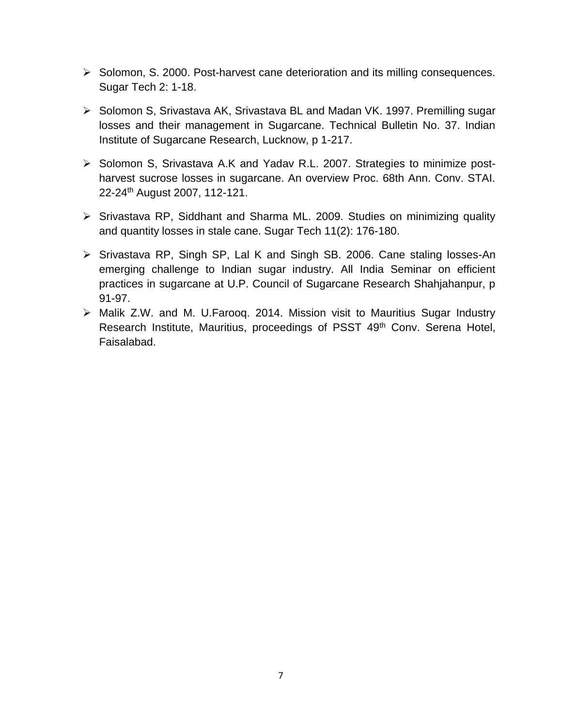- Solomon, S. 2000. Post-harvest cane deterioration and its milling consequences. Sugar Tech 2: 1-18.
- Solomon S, Srivastava AK, Srivastava BL and Madan VK. 1997. Premilling sugar losses and their management in Sugarcane. Technical Bulletin No. 37. Indian Institute of Sugarcane Research, Lucknow, p 1-217.
- Solomon S, Srivastava A.K and Yadav R.L. 2007. Strategies to minimize post-harvest sucrose losses in sugarcane. An overview Proc. 68th Ann. Conv. STAI. 22-24th August 2007, 112-121.
- Srivastava RP, Siddhant and Sharma ML. 2009. Studies on minimizing quality and quantity losses in stale cane. Sugar Tech 11(2): 176-180.
- Srivastava RP, Singh SP, Lal K and Singh SB. 2006. Cane staling losses-An emerging challenge to Indian sugar industry. All India Seminar on efficient practices in sugarcane at U.P. Council of Sugarcane Research Shahjahanpur, p 91-97.
- Malik Z.W. and M. U.Farooq. 2014. Mission visit to Mauritius Sugar Industry Research Institute, Mauritius, proceedings of PSST 49th Conv. Serena Hotel, Faisalabad.